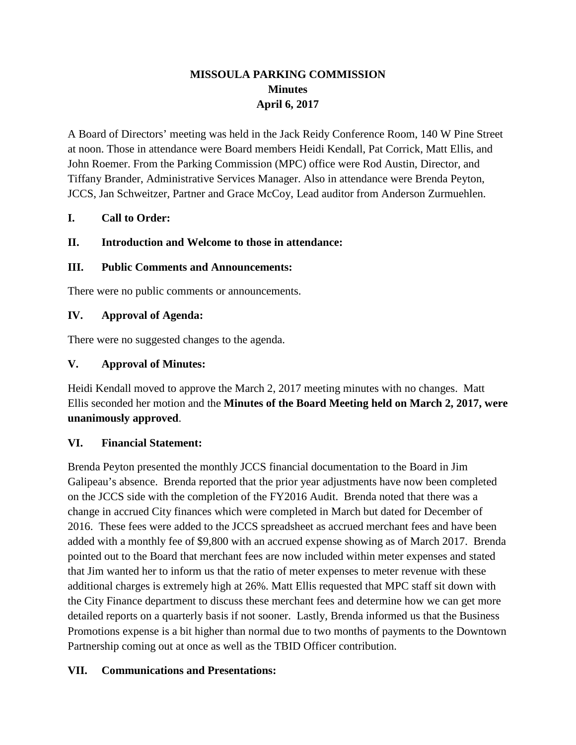# MISSOULA PARKING COMMISSION
## Minutes
## April 6, 2017

A Board of Directors' meeting was held in the Jack Reidy Conference Room, 140 W Pine Street at noon. Those in attendance were Board members Heidi Kendall, Pat Corrick, Matt Ellis, and John Roemer. From the Parking Commission (MPC) office were Rod Austin, Director, and Tiffany Brander, Administrative Services Manager. Also in attendance were Brenda Peyton, JCCS, Jan Schweitzer, Partner and Grace McCoy, Lead auditor from Anderson Zurmuehlen.

**I. Call to Order:**

**II. Introduction and Welcome to those in attendance:**

**III. Public Comments and Announcements:**

There were no public comments or announcements.

**IV. Approval of Agenda:**

There were no suggested changes to the agenda.

**V. Approval of Minutes:**

Heidi Kendall moved to approve the March 2, 2017 meeting minutes with no changes. Matt Ellis seconded her motion and the **Minutes of the Board Meeting held on March 2, 2017, were unanimously approved**.

**VI. Financial Statement:**

Brenda Peyton presented the monthly JCCS financial documentation to the Board in Jim Galipeau's absence. Brenda reported that the prior year adjustments have now been completed on the JCCS side with the completion of the FY2016 Audit. Brenda noted that there was a change in accrued City finances which were completed in March but dated for December of 2016. These fees were added to the JCCS spreadsheet as accrued merchant fees and have been added with a monthly fee of $9,800 with an accrued expense showing as of March 2017. Brenda pointed out to the Board that merchant fees are now included within meter expenses and stated that Jim wanted her to inform us that the ratio of meter expenses to meter revenue with these additional charges is extremely high at 26%. Matt Ellis requested that MPC staff sit down with the City Finance department to discuss these merchant fees and determine how we can get more detailed reports on a quarterly basis if not sooner. Lastly, Brenda informed us that the Business Promotions expense is a bit higher than normal due to two months of payments to the Downtown Partnership coming out at once as well as the TBID Officer contribution.

**VII. Communications and Presentations:**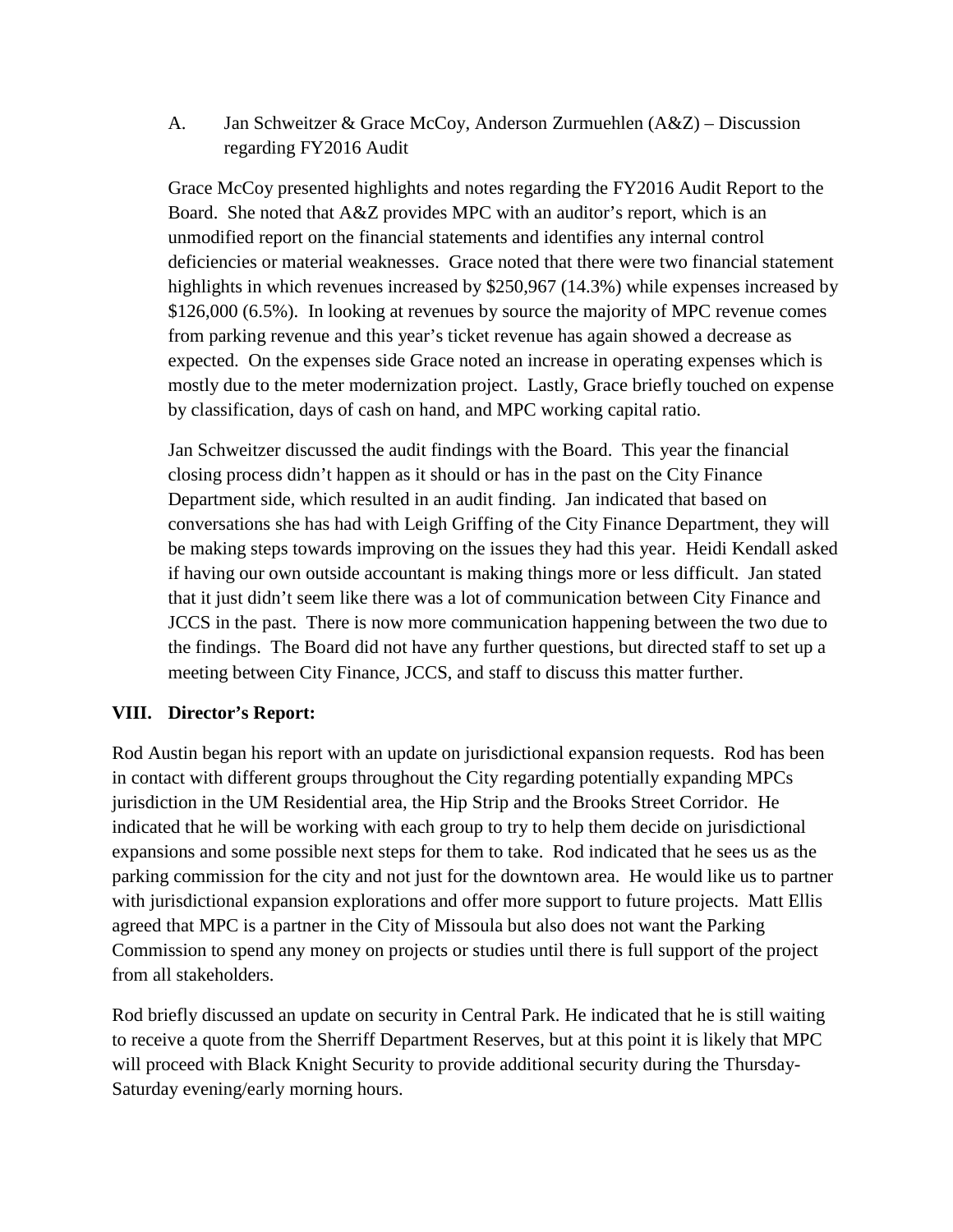A. Jan Schweitzer & Grace McCoy, Anderson Zurmuehlen (A&Z) – Discussion regarding FY2016 Audit

Grace McCoy presented highlights and notes regarding the FY2016 Audit Report to the Board. She noted that A&Z provides MPC with an auditor's report, which is an unmodified report on the financial statements and identifies any internal control deficiencies or material weaknesses. Grace noted that there were two financial statement highlights in which revenues increased by $250,967 (14.3%) while expenses increased by $126,000 (6.5%). In looking at revenues by source the majority of MPC revenue comes from parking revenue and this year's ticket revenue has again showed a decrease as expected. On the expenses side Grace noted an increase in operating expenses which is mostly due to the meter modernization project. Lastly, Grace briefly touched on expense by classification, days of cash on hand, and MPC working capital ratio.

Jan Schweitzer discussed the audit findings with the Board. This year the financial closing process didn't happen as it should or has in the past on the City Finance Department side, which resulted in an audit finding. Jan indicated that based on conversations she has had with Leigh Griffing of the City Finance Department, they will be making steps towards improving on the issues they had this year. Heidi Kendall asked if having our own outside accountant is making things more or less difficult. Jan stated that it just didn't seem like there was a lot of communication between City Finance and JCCS in the past. There is now more communication happening between the two due to the findings. The Board did not have any further questions, but directed staff to set up a meeting between City Finance, JCCS, and staff to discuss this matter further.

## VIII. Director's Report:

Rod Austin began his report with an update on jurisdictional expansion requests. Rod has been in contact with different groups throughout the City regarding potentially expanding MPCs jurisdiction in the UM Residential area, the Hip Strip and the Brooks Street Corridor. He indicated that he will be working with each group to try to help them decide on jurisdictional expansions and some possible next steps for them to take. Rod indicated that he sees us as the parking commission for the city and not just for the downtown area. He would like us to partner with jurisdictional expansion explorations and offer more support to future projects. Matt Ellis agreed that MPC is a partner in the City of Missoula but also does not want the Parking Commission to spend any money on projects or studies until there is full support of the project from all stakeholders.

Rod briefly discussed an update on security in Central Park. He indicated that he is still waiting to receive a quote from the Sherriff Department Reserves, but at this point it is likely that MPC will proceed with Black Knight Security to provide additional security during the Thursday-Saturday evening/early morning hours.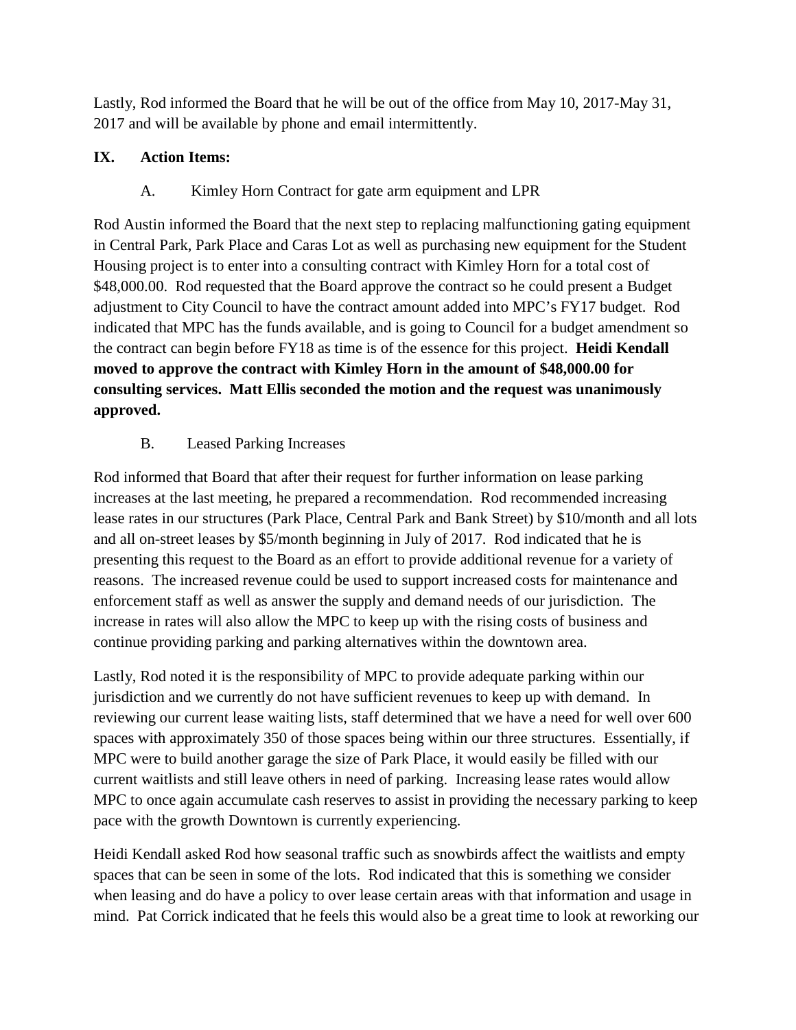Lastly, Rod informed the Board that he will be out of the office from May 10, 2017-May 31, 2017 and will be available by phone and email intermittently.

**IX. Action Items:**

A. Kimley Horn Contract for gate arm equipment and LPR

Rod Austin informed the Board that the next step to replacing malfunctioning gating equipment in Central Park, Park Place and Caras Lot as well as purchasing new equipment for the Student Housing project is to enter into a consulting contract with Kimley Horn for a total cost of $48,000.00. Rod requested that the Board approve the contract so he could present a Budget adjustment to City Council to have the contract amount added into MPC's FY17 budget. Rod indicated that MPC has the funds available, and is going to Council for a budget amendment so the contract can begin before FY18 as time is of the essence for this project. **Heidi Kendall moved to approve the contract with Kimley Horn in the amount of $48,000.00 for consulting services. Matt Ellis seconded the motion and the request was unanimously approved.**

B. Leased Parking Increases

Rod informed that Board that after their request for further information on lease parking increases at the last meeting, he prepared a recommendation. Rod recommended increasing lease rates in our structures (Park Place, Central Park and Bank Street) by $10/month and all lots and all on-street leases by $5/month beginning in July of 2017. Rod indicated that he is presenting this request to the Board as an effort to provide additional revenue for a variety of reasons. The increased revenue could be used to support increased costs for maintenance and enforcement staff as well as answer the supply and demand needs of our jurisdiction. The increase in rates will also allow the MPC to keep up with the rising costs of business and continue providing parking and parking alternatives within the downtown area.

Lastly, Rod noted it is the responsibility of MPC to provide adequate parking within our jurisdiction and we currently do not have sufficient revenues to keep up with demand. In reviewing our current lease waiting lists, staff determined that we have a need for well over 600 spaces with approximately 350 of those spaces being within our three structures. Essentially, if MPC were to build another garage the size of Park Place, it would easily be filled with our current waitlists and still leave others in need of parking. Increasing lease rates would allow MPC to once again accumulate cash reserves to assist in providing the necessary parking to keep pace with the growth Downtown is currently experiencing.

Heidi Kendall asked Rod how seasonal traffic such as snowbirds affect the waitlists and empty spaces that can be seen in some of the lots. Rod indicated that this is something we consider when leasing and do have a policy to over lease certain areas with that information and usage in mind. Pat Corrick indicated that he feels this would also be a great time to look at reworking our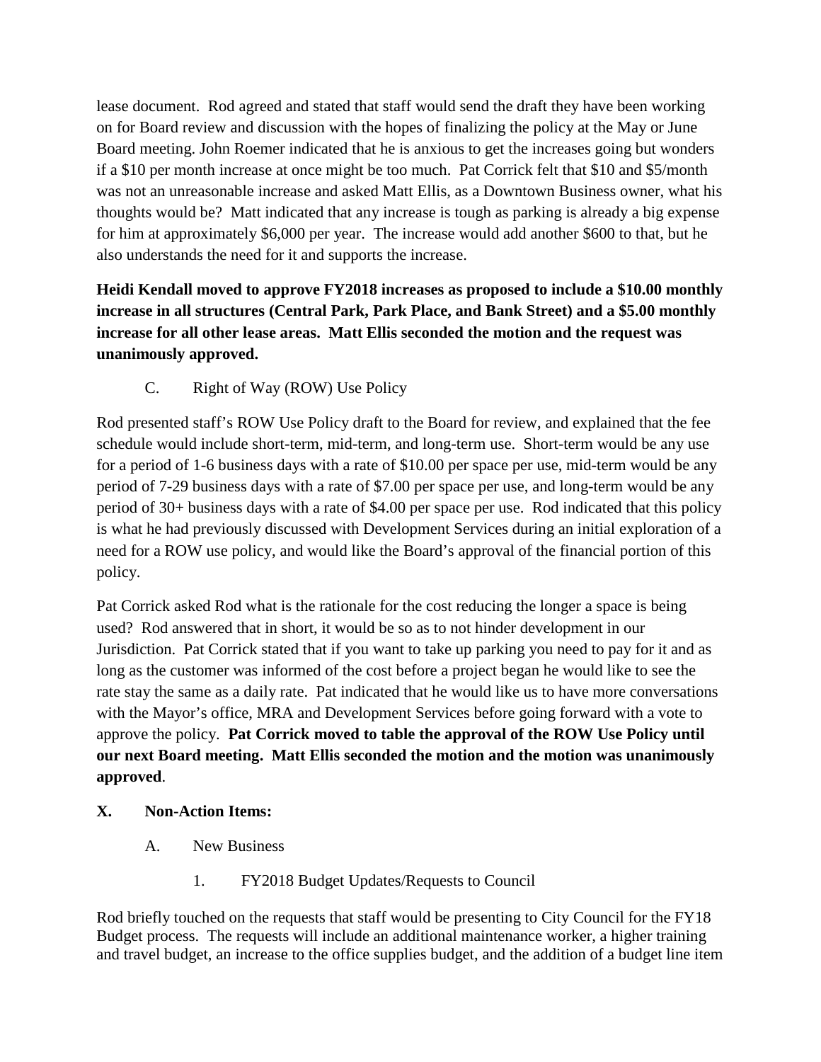lease document. Rod agreed and stated that staff would send the draft they have been working on for Board review and discussion with the hopes of finalizing the policy at the May or June Board meeting. John Roemer indicated that he is anxious to get the increases going but wonders if a $10 per month increase at once might be too much. Pat Corrick felt that $10 and $5/month was not an unreasonable increase and asked Matt Ellis, as a Downtown Business owner, what his thoughts would be? Matt indicated that any increase is tough as parking is already a big expense for him at approximately $6,000 per year. The increase would add another $600 to that, but he also understands the need for it and supports the increase.

**Heidi Kendall moved to approve FY2018 increases as proposed to include a $10.00 monthly increase in all structures (Central Park, Park Place, and Bank Street) and a $5.00 monthly increase for all other lease areas. Matt Ellis seconded the motion and the request was unanimously approved.**

C. Right of Way (ROW) Use Policy

Rod presented staff's ROW Use Policy draft to the Board for review, and explained that the fee schedule would include short-term, mid-term, and long-term use. Short-term would be any use for a period of 1-6 business days with a rate of $10.00 per space per use, mid-term would be any period of 7-29 business days with a rate of $7.00 per space per use, and long-term would be any period of 30+ business days with a rate of $4.00 per space per use. Rod indicated that this policy is what he had previously discussed with Development Services during an initial exploration of a need for a ROW use policy, and would like the Board's approval of the financial portion of this policy.

Pat Corrick asked Rod what is the rationale for the cost reducing the longer a space is being used? Rod answered that in short, it would be so as to not hinder development in our Jurisdiction. Pat Corrick stated that if you want to take up parking you need to pay for it and as long as the customer was informed of the cost before a project began he would like to see the rate stay the same as a daily rate. Pat indicated that he would like us to have more conversations with the Mayor's office, MRA and Development Services before going forward with a vote to approve the policy. **Pat Corrick moved to table the approval of the ROW Use Policy until our next Board meeting. Matt Ellis seconded the motion and the motion was unanimously approved**.

**X. Non-Action Items:**

A. New Business

1. FY2018 Budget Updates/Requests to Council

Rod briefly touched on the requests that staff would be presenting to City Council for the FY18 Budget process. The requests will include an additional maintenance worker, a higher training and travel budget, an increase to the office supplies budget, and the addition of a budget line item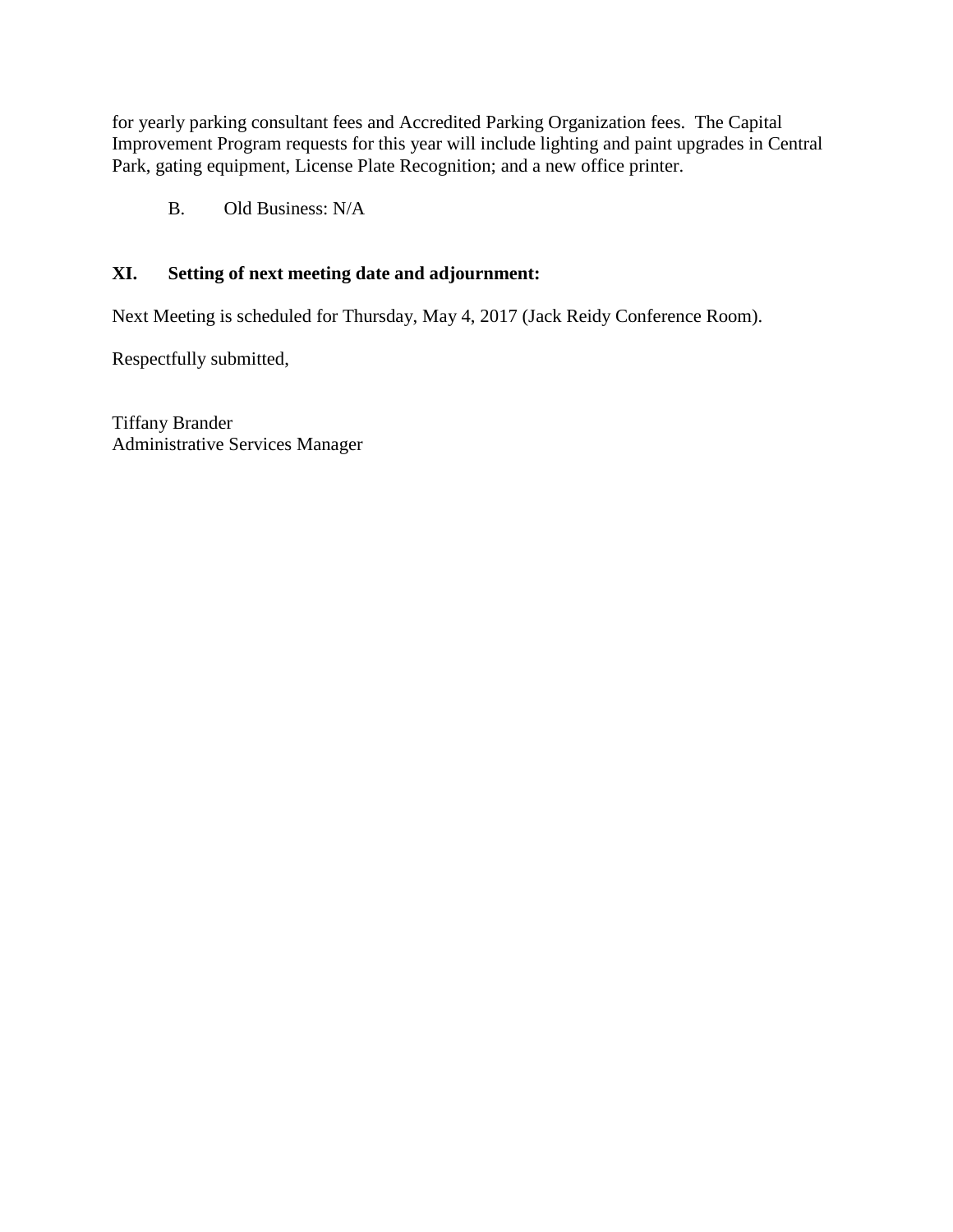for yearly parking consultant fees and Accredited Parking Organization fees. The Capital Improvement Program requests for this year will include lighting and paint upgrades in Central Park, gating equipment, License Plate Recognition; and a new office printer.

B. Old Business: N/A

## XI. Setting of next meeting date and adjournment:

Next Meeting is scheduled for Thursday, May 4, 2017 (Jack Reidy Conference Room).

Respectfully submitted,

Tiffany Brander
Administrative Services Manager